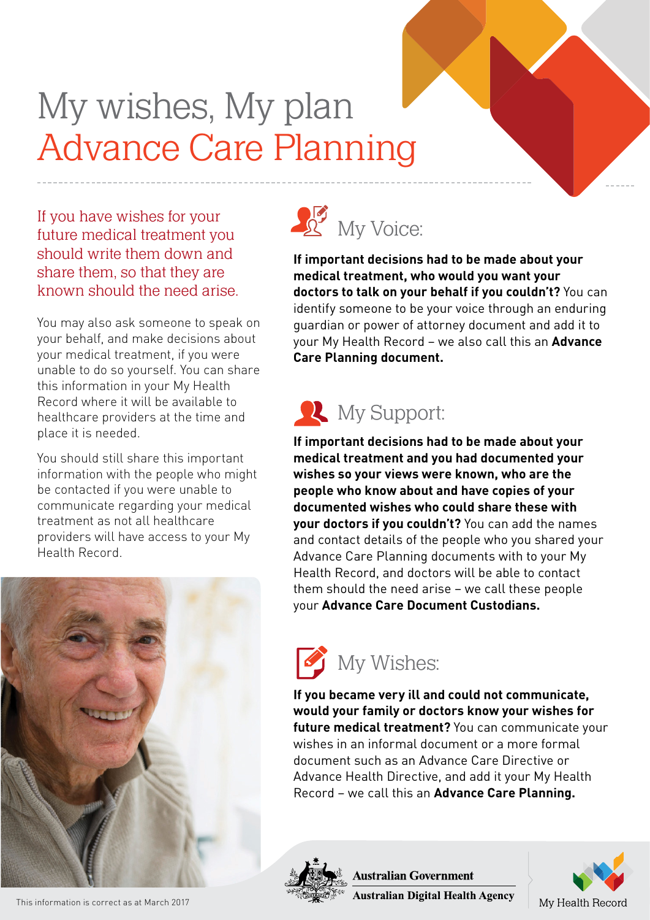# My wishes, My plan
# Advance Care Planning

If you have wishes for your future medical treatment you should write them down and share them, so that they are known should the need arise.

You may also ask someone to speak on your behalf, and make decisions about your medical treatment, if you were unable to do so yourself. You can share this information in your My Health Record where it will be available to healthcare providers at the time and place it is needed.

You should still share this important information with the people who might be contacted if you were unable to communicate regarding your medical treatment as not all healthcare providers will have access to your My Health Record.

## My Voice:

**If important decisions had to be made about your medical treatment, who would you want your doctors to talk on your behalf if you couldn't?** You can identify someone to be your voice through an enduring guardian or power of attorney document and add it to your My Health Record – we also call this an **Advance Care Planning document.**

## My Support:

**If important decisions had to be made about your medical treatment and you had documented your wishes so your views were known, who are the people who know about and have copies of your documented wishes who could share these with your doctors if you couldn't?** You can add the names and contact details of the people who you shared your Advance Care Planning documents with to your My Health Record, and doctors will be able to contact them should the need arise – we call these people your **Advance Care Document Custodians.**

## My Wishes:

**If you became very ill and could not communicate, would your family or doctors know your wishes for future medical treatment?** You can communicate your wishes in an informal document or a more formal document such as an Advance Care Directive or Advance Health Directive, and add it your My Health Record – we call this an **Advance Care Planning.**

This information is correct as at March 2017

Australian Government
Australian Digital Health Agency

My Health Record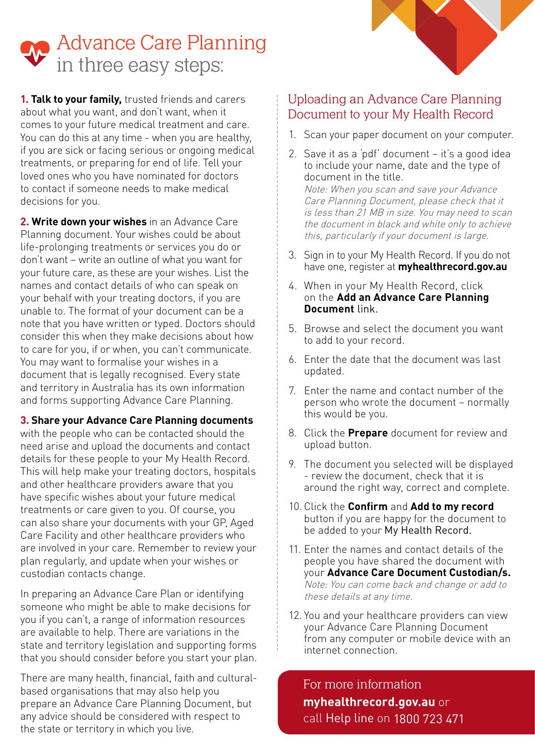# Advance Care Planning in three easy steps:

**1. Talk to your family,** trusted friends and carers about what you want, and don't want, when it comes to your future medical treatment and care. You can do this at any time - when you are healthy, if you are sick or facing serious or ongoing medical treatments, or preparing for end of life. Tell your loved ones who you have nominated for doctors to contact if someone needs to make medical decisions for you.

**2. Write down your wishes** in an Advance Care Planning document. Your wishes could be about life-prolonging treatments or services you do or don't want – write an outline of what you want for your future care, as these are your wishes. List the names and contact details of who can speak on your behalf with your treating doctors, if you are unable to. The format of your document can be a note that you have written or typed. Doctors should consider this when they make decisions about how to care for you, if or when, you can't communicate. You may want to formalise your wishes in a document that is legally recognised. Every state and territory in Australia has its own information and forms supporting Advance Care Planning.

**3. Share your Advance Care Planning documents** with the people who can be contacted should the need arise and upload the documents and contact details for these people to your My Health Record. This will help make your treating doctors, hospitals and other healthcare providers aware that you have specific wishes about your future medical treatments or care given to you. Of course, you can also share your documents with your GP, Aged Care Facility and other healthcare providers who are involved in your care. Remember to review your plan regularly, and update when your wishes or custodian contacts change.

In preparing an Advance Care Plan or identifying someone who might be able to make decisions for you if you can't, a range of information resources are available to help. There are variations in the state and territory legislation and supporting forms that you should consider before you start your plan.

There are many health, financial, faith and cultural-based organisations that may also help you prepare an Advance Care Planning Document, but any advice should be considered with respect to the state or territory in which you live.

## Uploading an Advance Care Planning Document to your My Health Record

1. Scan your paper document on your computer.
2. Save it as a 'pdf' document – it's a good idea to include your name, date and the type of document in the title.
   *Note: When you scan and save your Advance Care Planning Document, please check that it is less than 21 MB in size. You may need to scan the document in black and white only to achieve this, particularly if your document is large.*
3. Sign in to your My Health Record. If you do not have one, register at **myhealthrecord.gov.au**
4. When in your My Health Record, click on the **Add an Advance Care Planning Document** link.
5. Browse and select the document you want to add to your record.
6. Enter the date that the document was last updated.
7. Enter the name and contact number of the person who wrote the document – normally this would be you.
8. Click the **Prepare** document for review and upload button.
9. The document you selected will be displayed - review the document, check that it is around the right way, correct and complete.
10. Click the **Confirm** and **Add to my record** button if you are happy for the document to be added to your My Health Record.
11. Enter the names and contact details of the people you have shared the document with your **Advance Care Document Custodian/s.**
    *Note: You can come back and change or add to these details at any time.*
12. You and your healthcare providers can view your Advance Care Planning Document from any computer or mobile device with an internet connection.

For more information
**myhealthrecord.gov.au** or
call Help line on 1800 723 471